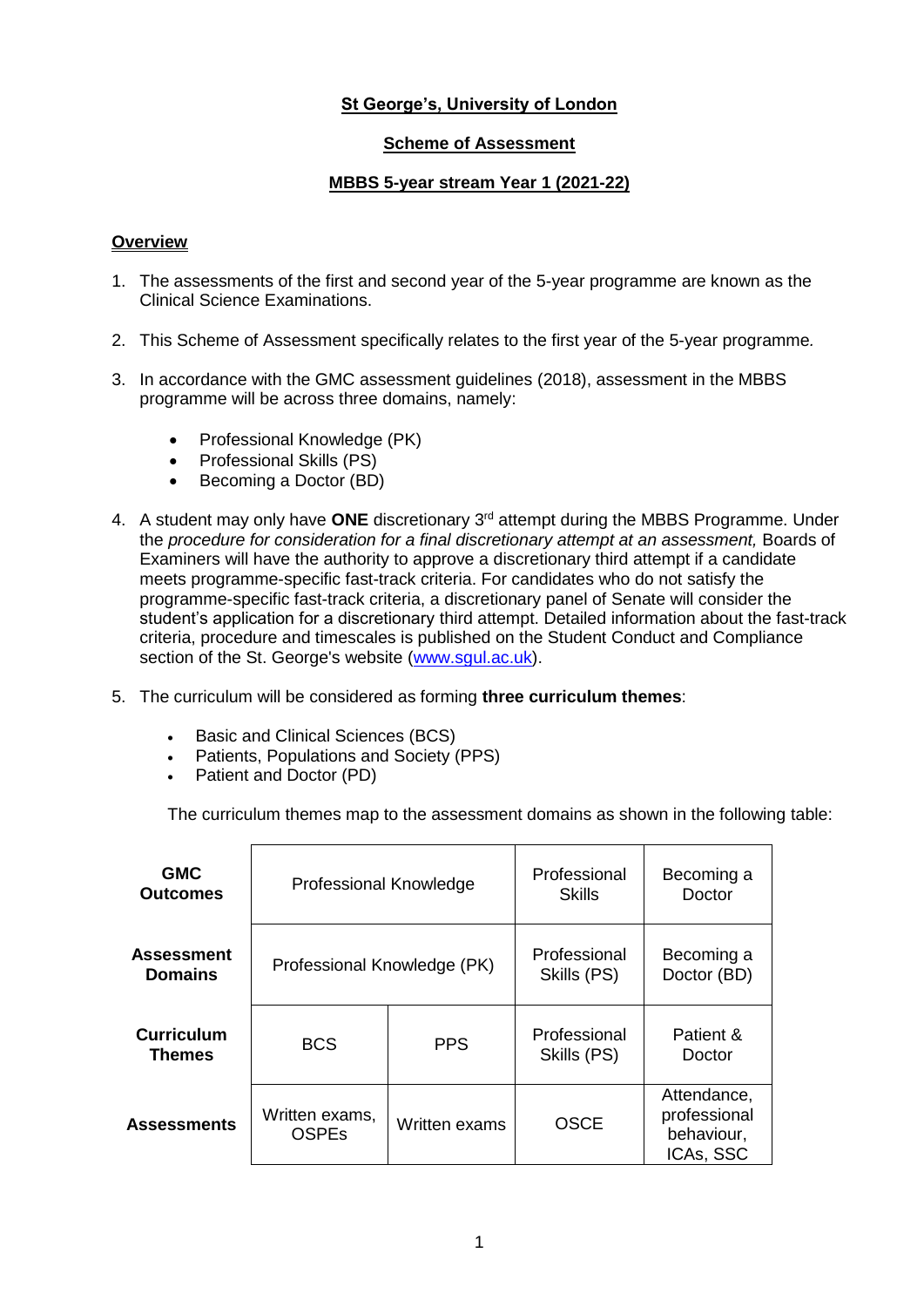**St George's, University of London**

**Scheme of Assessment**

**MBBS 5-year stream Year 1 (2021-22)**

## Overview

1. The assessments of the first and second year of the 5-year programme are known as the Clinical Science Examinations.

2. This Scheme of Assessment specifically relates to the first year of the 5-year programme.

3. In accordance with the GMC assessment guidelines (2018), assessment in the MBBS programme will be across three domains, namely:

   - Professional Knowledge (PK)
   - Professional Skills (PS)
   - Becoming a Doctor (BD)

4. A student may only have **ONE** discretionary 3rd attempt during the MBBS Programme. Under the *procedure for consideration for a final discretionary attempt at an assessment,* Boards of Examiners will have the authority to approve a discretionary third attempt if a candidate meets programme-specific fast-track criteria. For candidates who do not satisfy the programme-specific fast-track criteria, a discretionary panel of Senate will consider the student's application for a discretionary third attempt. Detailed information about the fast-track criteria, procedure and timescales is published on the Student Conduct and Compliance section of the St. George's website (www.sgul.ac.uk).

5. The curriculum will be considered as forming **three curriculum themes**:

   - Basic and Clinical Sciences (BCS)
   - Patients, Populations and Society (PPS)
   - Patient and Doctor (PD)

   The curriculum themes map to the assessment domains as shown in the following table:

| | | | | |
|---|---|---|---|---|
| **GMC Outcomes** | Professional Knowledge | | Professional Skills | Becoming a Doctor |
| **Assessment Domains** | Professional Knowledge (PK) | | Professional Skills (PS) | Becoming a Doctor (BD) |
| **Curriculum Themes** | BCS | PPS | Professional Skills (PS) | Patient & Doctor |
| **Assessments** | Written exams, OSPEs | Written exams | OSCE | Attendance, professional behaviour, ICAs, SSC |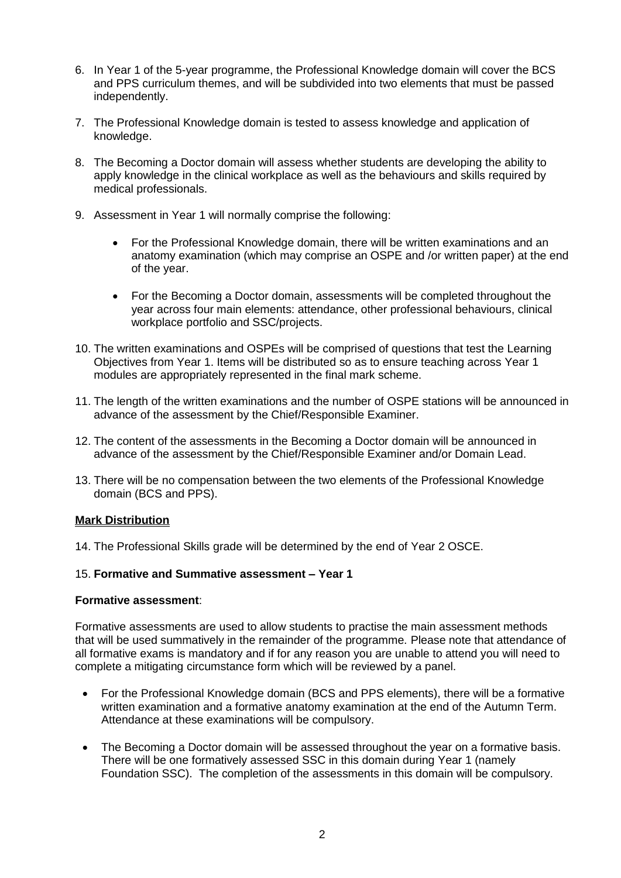6. In Year 1 of the 5-year programme, the Professional Knowledge domain will cover the BCS and PPS curriculum themes, and will be subdivided into two elements that must be passed independently.

7. The Professional Knowledge domain is tested to assess knowledge and application of knowledge.

8. The Becoming a Doctor domain will assess whether students are developing the ability to apply knowledge in the clinical workplace as well as the behaviours and skills required by medical professionals.

9. Assessment in Year 1 will normally comprise the following:

   - For the Professional Knowledge domain, there will be written examinations and an anatomy examination (which may comprise an OSPE and /or written paper) at the end of the year.

   - For the Becoming a Doctor domain, assessments will be completed throughout the year across four main elements: attendance, other professional behaviours, clinical workplace portfolio and SSC/projects.

10. The written examinations and OSPEs will be comprised of questions that test the Learning Objectives from Year 1. Items will be distributed so as to ensure teaching across Year 1 modules are appropriately represented in the final mark scheme.

11. The length of the written examinations and the number of OSPE stations will be announced in advance of the assessment by the Chief/Responsible Examiner.

12. The content of the assessments in the Becoming a Doctor domain will be announced in advance of the assessment by the Chief/Responsible Examiner and/or Domain Lead.

13. There will be no compensation between the two elements of the Professional Knowledge domain (BCS and PPS).

**Mark Distribution**

14. The Professional Skills grade will be determined by the end of Year 2 OSCE.

15. **Formative and Summative assessment – Year 1**

**Formative assessment**:

Formative assessments are used to allow students to practise the main assessment methods that will be used summatively in the remainder of the programme. Please note that attendance of all formative exams is mandatory and if for any reason you are unable to attend you will need to complete a mitigating circumstance form which will be reviewed by a panel.

- For the Professional Knowledge domain (BCS and PPS elements), there will be a formative written examination and a formative anatomy examination at the end of the Autumn Term. Attendance at these examinations will be compulsory.

- The Becoming a Doctor domain will be assessed throughout the year on a formative basis. There will be one formatively assessed SSC in this domain during Year 1 (namely Foundation SSC). The completion of the assessments in this domain will be compulsory.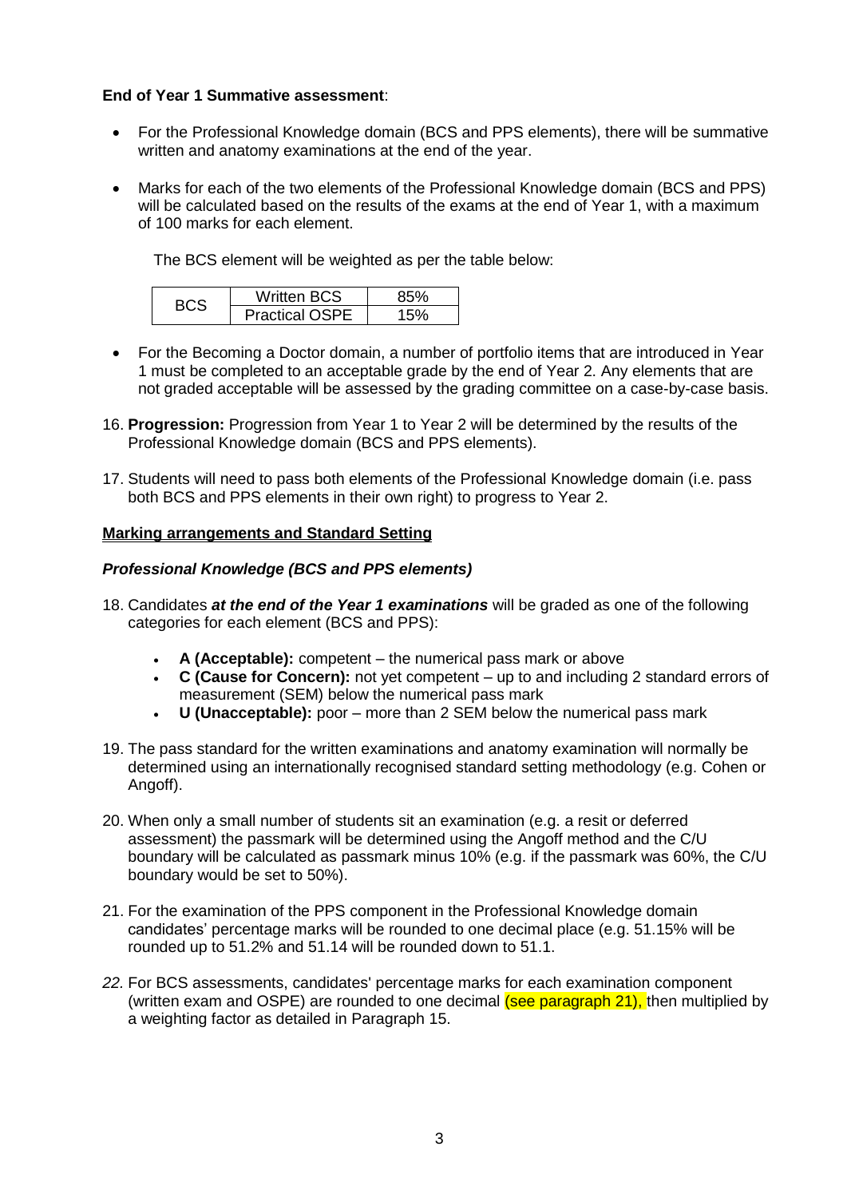**End of Year 1 Summative assessment**:

- For the Professional Knowledge domain (BCS and PPS elements), there will be summative written and anatomy examinations at the end of the year.
- Marks for each of the two elements of the Professional Knowledge domain (BCS and PPS) will be calculated based on the results of the exams at the end of Year 1, with a maximum of 100 marks for each element.

  The BCS element will be weighted as per the table below:

| | | |
|---|---|---|
| BCS | Written BCS | 85% |
| | Practical OSPE | 15% |

- For the Becoming a Doctor domain, a number of portfolio items that are introduced in Year 1 must be completed to an acceptable grade by the end of Year 2. Any elements that are not graded acceptable will be assessed by the grading committee on a case-by-case basis.

16. **Progression:** Progression from Year 1 to Year 2 will be determined by the results of the Professional Knowledge domain (BCS and PPS elements).

17. Students will need to pass both elements of the Professional Knowledge domain (i.e. pass both BCS and PPS elements in their own right) to progress to Year 2.

## Marking arrangements and Standard Setting

### *Professional Knowledge (BCS and PPS elements)*

18. Candidates ***at the end of the Year 1 examinations*** will be graded as one of the following categories for each element (BCS and PPS):

    - **A (Acceptable):** competent – the numerical pass mark or above
    - **C (Cause for Concern):** not yet competent – up to and including 2 standard errors of measurement (SEM) below the numerical pass mark
    - **U (Unacceptable):** poor – more than 2 SEM below the numerical pass mark

19. The pass standard for the written examinations and anatomy examination will normally be determined using an internationally recognised standard setting methodology (e.g. Cohen or Angoff).

20. When only a small number of students sit an examination (e.g. a resit or deferred assessment) the passmark will be determined using the Angoff method and the C/U boundary will be calculated as passmark minus 10% (e.g. if the passmark was 60%, the C/U boundary would be set to 50%).

21. For the examination of the PPS component in the Professional Knowledge domain candidates' percentage marks will be rounded to one decimal place (e.g. 51.15% will be rounded up to 51.2% and 51.14 will be rounded down to 51.1.

*22.* For BCS assessments, candidates' percentage marks for each examination component (written exam and OSPE) are rounded to one decimal (see paragraph 21), then multiplied by a weighting factor as detailed in Paragraph 15.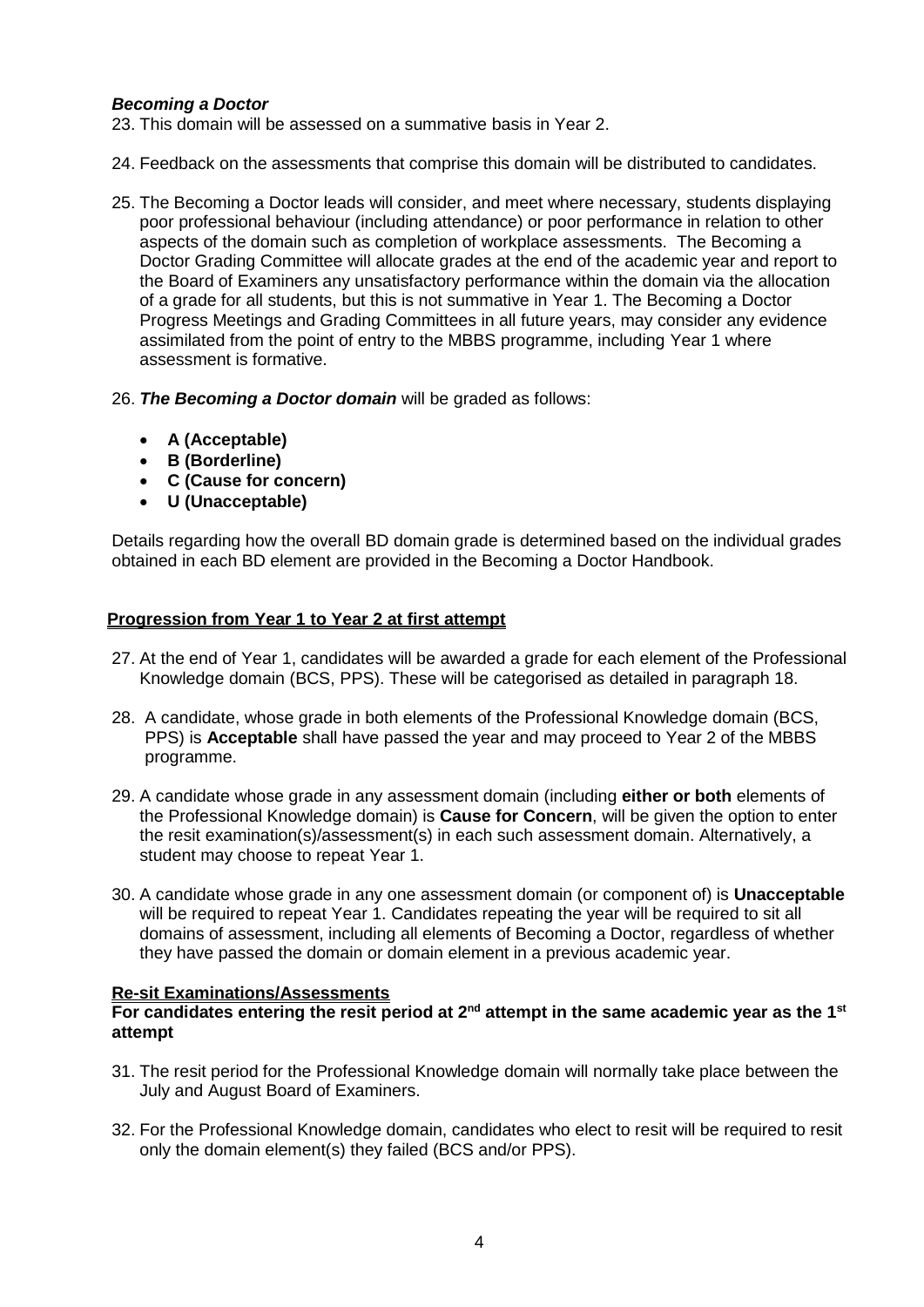### *Becoming a Doctor*

23. This domain will be assessed on a summative basis in Year 2.

24. Feedback on the assessments that comprise this domain will be distributed to candidates.

25. The Becoming a Doctor leads will consider, and meet where necessary, students displaying poor professional behaviour (including attendance) or poor performance in relation to other aspects of the domain such as completion of workplace assessments. The Becoming a Doctor Grading Committee will allocate grades at the end of the academic year and report to the Board of Examiners any unsatisfactory performance within the domain via the allocation of a grade for all students, but this is not summative in Year 1. The Becoming a Doctor Progress Meetings and Grading Committees in all future years, may consider any evidence assimilated from the point of entry to the MBBS programme, including Year 1 where assessment is formative.

26. ***The Becoming a Doctor domain*** will be graded as follows:

    - **A (Acceptable)**
    - **B (Borderline)**
    - **C (Cause for concern)**
    - **U (Unacceptable)**

    Details regarding how the overall BD domain grade is determined based on the individual grades obtained in each BD element are provided in the Becoming a Doctor Handbook.

## Progression from Year 1 to Year 2 at first attempt

27. At the end of Year 1, candidates will be awarded a grade for each element of the Professional Knowledge domain (BCS, PPS). These will be categorised as detailed in paragraph 18.

28. A candidate, whose grade in both elements of the Professional Knowledge domain (BCS, PPS) is **Acceptable** shall have passed the year and may proceed to Year 2 of the MBBS programme.

29. A candidate whose grade in any assessment domain (including **either or both** elements of the Professional Knowledge domain) is **Cause for Concern**, will be given the option to enter the resit examination(s)/assessment(s) in each such assessment domain. Alternatively, a student may choose to repeat Year 1.

30. A candidate whose grade in any one assessment domain (or component of) is **Unacceptable** will be required to repeat Year 1. Candidates repeating the year will be required to sit all domains of assessment, including all elements of Becoming a Doctor, regardless of whether they have passed the domain or domain element in a previous academic year.

## Re-sit Examinations/Assessments

**For candidates entering the resit period at 2nd attempt in the same academic year as the 1st attempt**

31. The resit period for the Professional Knowledge domain will normally take place between the July and August Board of Examiners.

32. For the Professional Knowledge domain, candidates who elect to resit will be required to resit only the domain element(s) they failed (BCS and/or PPS).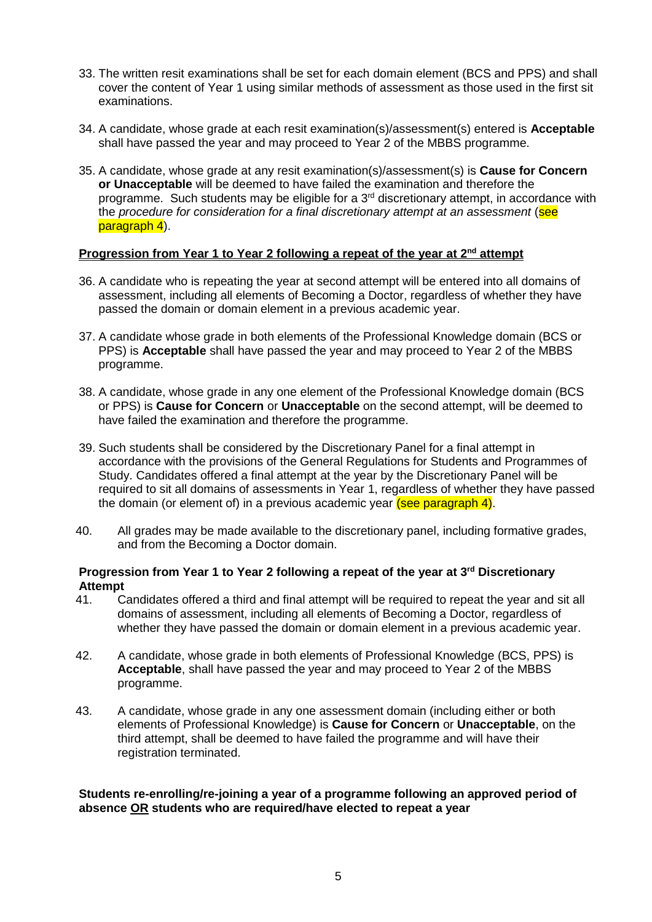33. The written resit examinations shall be set for each domain element (BCS and PPS) and shall cover the content of Year 1 using similar methods of assessment as those used in the first sit examinations.

34. A candidate, whose grade at each resit examination(s)/assessment(s) entered is **Acceptable** shall have passed the year and may proceed to Year 2 of the MBBS programme.

35. A candidate, whose grade at any resit examination(s)/assessment(s) is **Cause for Concern or Unacceptable** will be deemed to have failed the examination and therefore the programme. Such students may be eligible for a 3rd discretionary attempt, in accordance with the *procedure for consideration for a final discretionary attempt at an assessment* (see paragraph 4).

**Progression from Year 1 to Year 2 following a repeat of the year at 2nd attempt**

36. A candidate who is repeating the year at second attempt will be entered into all domains of assessment, including all elements of Becoming a Doctor, regardless of whether they have passed the domain or domain element in a previous academic year.

37. A candidate whose grade in both elements of the Professional Knowledge domain (BCS or PPS) is **Acceptable** shall have passed the year and may proceed to Year 2 of the MBBS programme.

38. A candidate, whose grade in any one element of the Professional Knowledge domain (BCS or PPS) is **Cause for Concern** or **Unacceptable** on the second attempt, will be deemed to have failed the examination and therefore the programme.

39. Such students shall be considered by the Discretionary Panel for a final attempt in accordance with the provisions of the General Regulations for Students and Programmes of Study. Candidates offered a final attempt at the year by the Discretionary Panel will be required to sit all domains of assessments in Year 1, regardless of whether they have passed the domain (or element of) in a previous academic year (see paragraph 4).

40. All grades may be made available to the discretionary panel, including formative grades, and from the Becoming a Doctor domain.

**Progression from Year 1 to Year 2 following a repeat of the year at 3rd Discretionary Attempt**

41. Candidates offered a third and final attempt will be required to repeat the year and sit all domains of assessment, including all elements of Becoming a Doctor, regardless of whether they have passed the domain or domain element in a previous academic year.

42. A candidate, whose grade in both elements of Professional Knowledge (BCS, PPS) is **Acceptable**, shall have passed the year and may proceed to Year 2 of the MBBS programme.

43. A candidate, whose grade in any one assessment domain (including either or both elements of Professional Knowledge) is **Cause for Concern** or **Unacceptable**, on the third attempt, shall be deemed to have failed the programme and will have their registration terminated.

**Students re-enrolling/re-joining a year of a programme following an approved period of absence OR students who are required/have elected to repeat a year**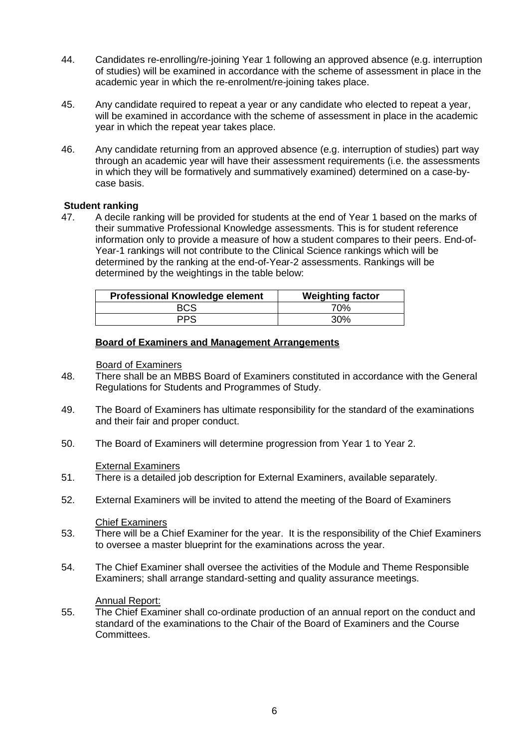44. Candidates re-enrolling/re-joining Year 1 following an approved absence (e.g. interruption of studies) will be examined in accordance with the scheme of assessment in place in the academic year in which the re-enrolment/re-joining takes place.

45. Any candidate required to repeat a year or any candidate who elected to repeat a year, will be examined in accordance with the scheme of assessment in place in the academic year in which the repeat year takes place.

46. Any candidate returning from an approved absence (e.g. interruption of studies) part way through an academic year will have their assessment requirements (i.e. the assessments in which they will be formatively and summatively examined) determined on a case-by-case basis.

**Student ranking**

47. A decile ranking will be provided for students at the end of Year 1 based on the marks of their summative Professional Knowledge assessments. This is for student reference information only to provide a measure of how a student compares to their peers. End-of-Year-1 rankings will not contribute to the Clinical Science rankings which will be determined by the ranking at the end-of-Year-2 assessments. Rankings will be determined by the weightings in the table below:

| Professional Knowledge element | Weighting factor |
|---|---|
| BCS | 70% |
| PPS | 30% |

## Board of Examiners and Management Arrangements

Board of Examiners

48. There shall be an MBBS Board of Examiners constituted in accordance with the General Regulations for Students and Programmes of Study.

49. The Board of Examiners has ultimate responsibility for the standard of the examinations and their fair and proper conduct.

50. The Board of Examiners will determine progression from Year 1 to Year 2.

External Examiners

51. There is a detailed job description for External Examiners, available separately.

52. External Examiners will be invited to attend the meeting of the Board of Examiners

Chief Examiners

53. There will be a Chief Examiner for the year. It is the responsibility of the Chief Examiners to oversee a master blueprint for the examinations across the year.

54. The Chief Examiner shall oversee the activities of the Module and Theme Responsible Examiners; shall arrange standard-setting and quality assurance meetings.

Annual Report:

55. The Chief Examiner shall co-ordinate production of an annual report on the conduct and standard of the examinations to the Chair of the Board of Examiners and the Course Committees.